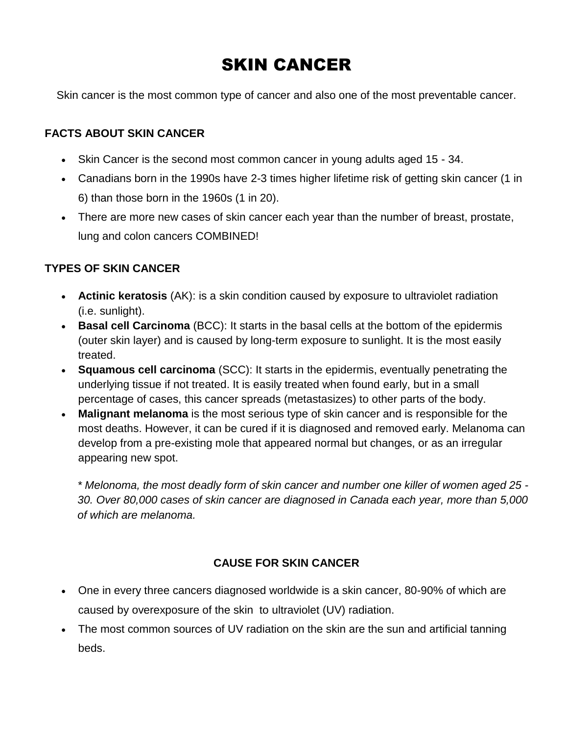# SKIN CANCER

Skin cancer is the most common type of cancer and also one of the most preventable cancer.

## FACTS ABOUT SKIN CANCER

- Skin Cancer is the second most common cancer in young adults aged 15 - 34.
- Canadians born in the 1990s have 2-3 times higher lifetime risk of getting skin cancer (1 in 6) than those born in the 1960s (1 in 20).
- There are more new cases of skin cancer each year than the number of breast, prostate, lung and colon cancers COMBINED!

## TYPES OF SKIN CANCER

- **Actinic keratosis** (AK): is a skin condition caused by exposure to ultraviolet radiation (i.e. sunlight).
- **Basal cell Carcinoma** (BCC): It starts in the basal cells at the bottom of the epidermis (outer skin layer) and is caused by long-term exposure to sunlight. It is the most easily treated.
- **Squamous cell carcinoma** (SCC): It starts in the epidermis, eventually penetrating the underlying tissue if not treated. It is easily treated when found early, but in a small percentage of cases, this cancer spreads (metastasizes) to other parts of the body.
- **Malignant melanoma** is the most serious type of skin cancer and is responsible for the most deaths. However, it can be cured if it is diagnosed and removed early. Melanoma can develop from a pre-existing mole that appeared normal but changes, or as an irregular appearing new spot.

  \* *Melonoma, the most deadly form of skin cancer and number one killer of women aged 25 - 30. Over 80,000 cases of skin cancer are diagnosed in Canada each year, more than 5,000 of which are melanoma.*

## CAUSE FOR SKIN CANCER

- One in every three cancers diagnosed worldwide is a skin cancer, 80-90% of which are caused by overexposure of the skin to ultraviolet (UV) radiation.
- The most common sources of UV radiation on the skin are the sun and artificial tanning beds.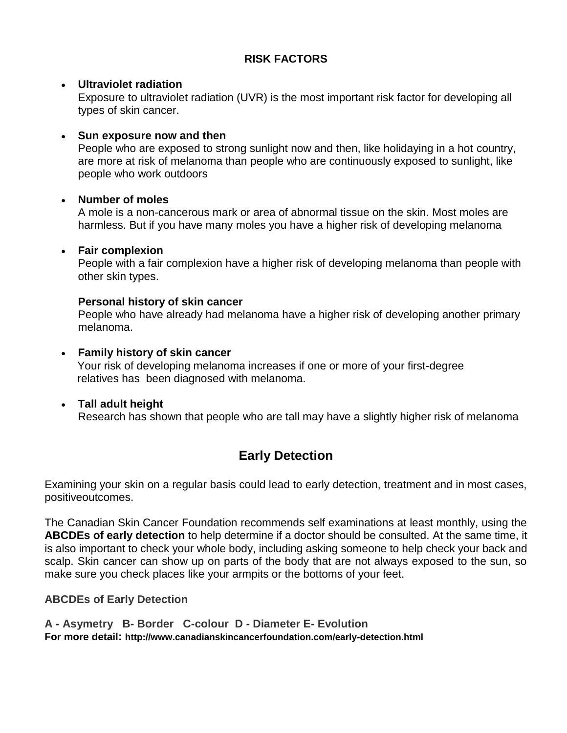## RISK FACTORS

- **Ultraviolet radiation**
  Exposure to ultraviolet radiation (UVR) is the most important risk factor for developing all types of skin cancer.

- **Sun exposure now and then**
  People who are exposed to strong sunlight now and then, like holidaying in a hot country, are more at risk of melanoma than people who are continuously exposed to sunlight, like people who work outdoors

- **Number of moles**
  A mole is a non-cancerous mark or area of abnormal tissue on the skin. Most moles are harmless. But if you have many moles you have a higher risk of developing melanoma

- **Fair complexion**
  People with a fair complexion have a higher risk of developing melanoma than people with other skin types.

  **Personal history of skin cancer**
  People who have already had melanoma have a higher risk of developing another primary melanoma.

- **Family history of skin cancer**
  Your risk of developing melanoma increases if one or more of your first-degree relatives has been diagnosed with melanoma.

- **Tall adult height**
  Research has shown that people who are tall may have a slightly higher risk of melanoma

## Early Detection

Examining your skin on a regular basis could lead to early detection, treatment and in most cases, positiveoutcomes.

The Canadian Skin Cancer Foundation recommends self examinations at least monthly, using the **ABCDEs of early detection** to help determine if a doctor should be consulted. At the same time, it is also important to check your whole body, including asking someone to help check your back and scalp. Skin cancer can show up on parts of the body that are not always exposed to the sun, so make sure you check places like your armpits or the bottoms of your feet.

**ABCDEs of Early Detection**

**A - Asymetry B- Border C-colour D - Diameter E- Evolution**
**For more detail: http://www.canadianskincancerfoundation.com/early-detection.html**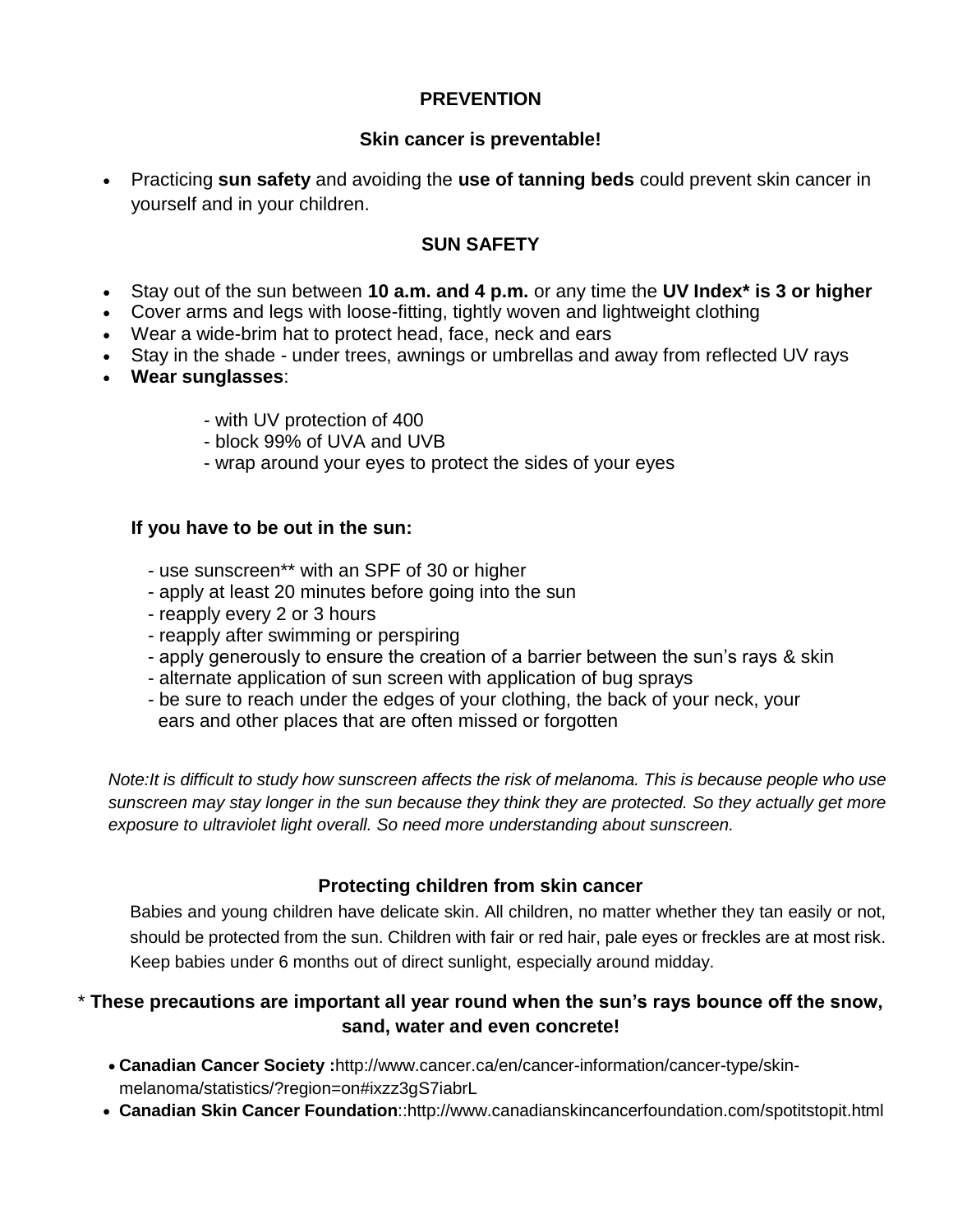## PREVENTION

### Skin cancer is preventable!

- Practicing **sun safety** and avoiding the **use of tanning beds** could prevent skin cancer in yourself and in your children.

## SUN SAFETY

- Stay out of the sun between **10 a.m. and 4 p.m.** or any time the **UV Index* is 3 or higher**
- Cover arms and legs with loose-fitting, tightly woven and lightweight clothing
- Wear a wide-brim hat to protect head, face, neck and ears
- Stay in the shade - under trees, awnings or umbrellas and away from reflected UV rays
- **Wear sunglasses**:
  - with UV protection of 400
  - block 99% of UVA and UVB
  - wrap around your eyes to protect the sides of your eyes

**If you have to be out in the sun:**

- use sunscreen** with an SPF of 30 or higher
- apply at least 20 minutes before going into the sun
- reapply every 2 or 3 hours
- reapply after swimming or perspiring
- apply generously to ensure the creation of a barrier between the sun's rays & skin
- alternate application of sun screen with application of bug sprays
- be sure to reach under the edges of your clothing, the back of your neck, your ears and other places that are often missed or forgotten

*Note:It is difficult to study how sunscreen affects the risk of melanoma. This is because people who use sunscreen may stay longer in the sun because they think they are protected. So they actually get more exposure to ultraviolet light overall. So need more understanding about sunscreen.*

### Protecting children from skin cancer

Babies and young children have delicate skin. All children, no matter whether they tan easily or not, should be protected from the sun. Children with fair or red hair, pale eyes or freckles are at most risk. Keep babies under 6 months out of direct sunlight, especially around midday.

\* **These precautions are important all year round when the sun's rays bounce off the snow, sand, water and even concrete!**

- **Canadian Cancer Society :**http://www.cancer.ca/en/cancer-information/cancer-type/skin-melanoma/statistics/?region=on#ixzz3gS7iabrL
- **Canadian Skin Cancer Foundation**::http://www.canadianskincancerfoundation.com/spotitstopit.html